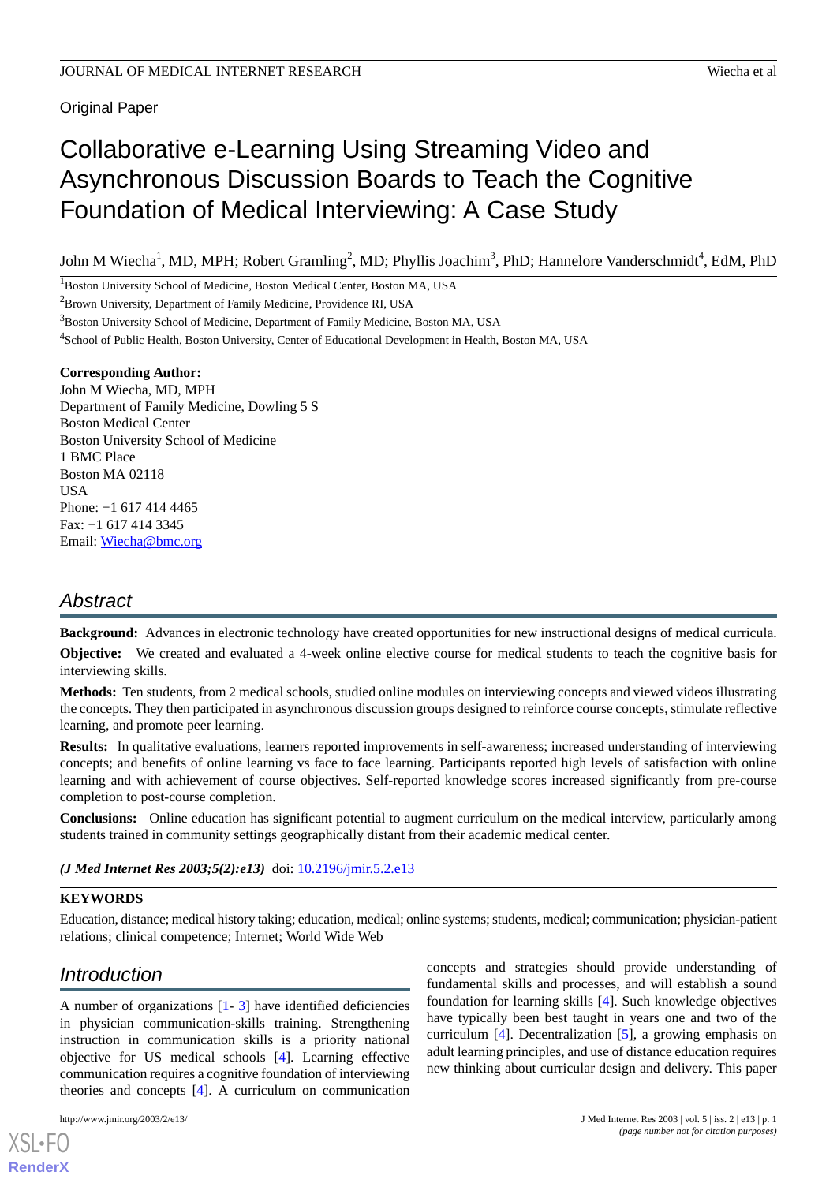Original Paper

# Collaborative e-Learning Using Streaming Video and Asynchronous Discussion Boards to Teach the Cognitive Foundation of Medical Interviewing: A Case Study

John M Wiecha[1], MD, MPH; Robert Gramling[2], MD; Phyllis Joachim[3], PhD; Hannelore Vanderschmidt[4], EdM, PhD

[1]Boston University School of Medicine, Boston Medical Center, Boston MA, USA

[2]Brown University, Department of Family Medicine, Providence RI, USA

[3]Boston University School of Medicine, Department of Family Medicine, Boston MA, USA

[4]School of Public Health, Boston University, Center of Educational Development in Health, Boston MA, USA

**Corresponding Author:**
John M Wiecha, MD, MPH
Department of Family Medicine, Dowling 5 S
Boston Medical Center
Boston University School of Medicine
1 BMC Place
Boston MA 02118
USA
Phone: +1 617 414 4465
Fax: +1 617 414 3345
Email: Wiecha@bmc.org

## Abstract

**Background:** Advances in electronic technology have created opportunities for new instructional designs of medical curricula.

**Objective:** We created and evaluated a 4-week online elective course for medical students to teach the cognitive basis for interviewing skills.

**Methods:** Ten students, from 2 medical schools, studied online modules on interviewing concepts and viewed videos illustrating the concepts. They then participated in asynchronous discussion groups designed to reinforce course concepts, stimulate reflective learning, and promote peer learning.

**Results:** In qualitative evaluations, learners reported improvements in self-awareness; increased understanding of interviewing concepts; and benefits of online learning vs face to face learning. Participants reported high levels of satisfaction with online learning and with achievement of course objectives. Self-reported knowledge scores increased significantly from pre-course completion to post-course completion.

**Conclusions:** Online education has significant potential to augment curriculum on the medical interview, particularly among students trained in community settings geographically distant from their academic medical center.

***(J Med Internet Res 2003;5(2):e13)*** doi: 10.2196/jmir.5.2.e13

**KEYWORDS**

Education, distance; medical history taking; education, medical; online systems; students, medical; communication; physician-patient relations; clinical competence; Internet; World Wide Web

## Introduction

A number of organizations [1- 3] have identified deficiencies in physician communication-skills training. Strengthening instruction in communication skills is a priority national objective for US medical schools [4]. Learning effective communication requires a cognitive foundation of interviewing theories and concepts [4]. A curriculum on communication concepts and strategies should provide understanding of fundamental skills and processes, and will establish a sound foundation for learning skills [4]. Such knowledge objectives have typically been best taught in years one and two of the curriculum [4]. Decentralization [5], a growing emphasis on adult learning principles, and use of distance education requires new thinking about curricular design and delivery. This paper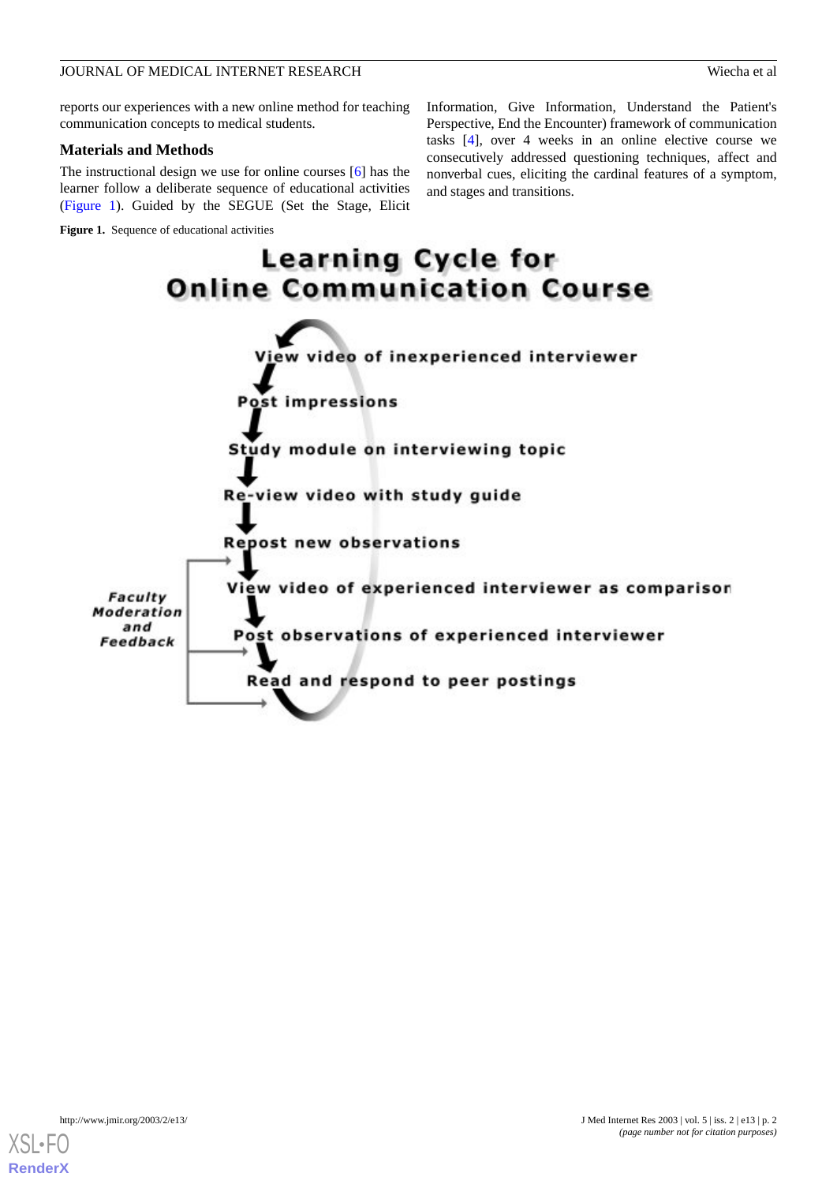reports our experiences with a new online method for teaching communication concepts to medical students.

## Materials and Methods

The instructional design we use for online courses [6] has the learner follow a deliberate sequence of educational activities (Figure 1). Guided by the SEGUE (Set the Stage, Elicit Information, Give Information, Understand the Patient's Perspective, End the Encounter) framework of communication tasks [4], over 4 weeks in an online elective course we consecutively addressed questioning techniques, affect and nonverbal cues, eliciting the cardinal features of a symptom, and stages and transitions.

**Figure 1.** Sequence of educational activities

Learning Cycle for Online Communication Course

- View video of inexperienced interviewer
- Post impressions
- Study module on interviewing topic
- Re-view video with study guide
- Repost new observations
- View video of experienced interviewer as comparison
- Post observations of experienced interviewer
- Read and respond to peer postings

*Faculty Moderation and Feedback*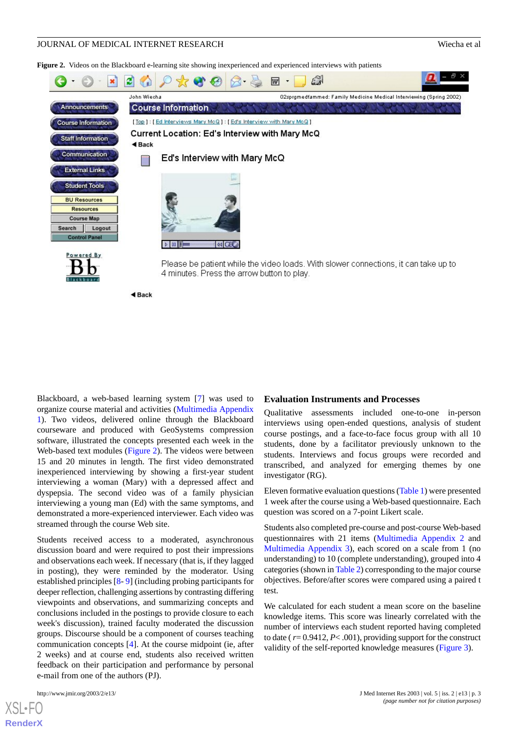**Figure 2.** Videos on the Blackboard e-learning site showing inexperienced and experienced interviews with patients

Blackboard, a web-based learning system [7] was used to organize course material and activities (Multimedia Appendix 1). Two videos, delivered online through the Blackboard courseware and produced with GeoSystems compression software, illustrated the concepts presented each week in the Web-based text modules (Figure 2). The videos were between 15 and 20 minutes in length. The first video demonstrated inexperienced interviewing by showing a first-year student interviewing a woman (Mary) with a depressed affect and dyspepsia. The second video was of a family physician interviewing a young man (Ed) with the same symptoms, and demonstrated a more-experienced interviewer. Each video was streamed through the course Web site.

Students received access to a moderated, asynchronous discussion board and were required to post their impressions and observations each week. If necessary (that is, if they lagged in posting), they were reminded by the moderator. Using established principles [8- 9] (including probing participants for deeper reflection, challenging assertions by contrasting differing viewpoints and observations, and summarizing concepts and conclusions included in the postings to provide closure to each week's discussion), trained faculty moderated the discussion groups. Discourse should be a component of courses teaching communication concepts [4]. At the course midpoint (ie, after 2 weeks) and at course end, students also received written feedback on their participation and performance by personal e-mail from one of the authors (PJ).

## Evaluation Instruments and Processes

Qualitative assessments included one-to-one in-person interviews using open-ended questions, analysis of student course postings, and a face-to-face focus group with all 10 students, done by a facilitator previously unknown to the students. Interviews and focus groups were recorded and transcribed, and analyzed for emerging themes by one investigator (RG).

Eleven formative evaluation questions (Table 1) were presented 1 week after the course using a Web-based questionnaire. Each question was scored on a 7-point Likert scale.

Students also completed pre-course and post-course Web-based questionnaires with 21 items (Multimedia Appendix 2 and Multimedia Appendix 3), each scored on a scale from 1 (no understanding) to 10 (complete understanding), grouped into 4 categories (shown in Table 2) corresponding to the major course objectives. Before/after scores were compared using a paired t test.

We calculated for each student a mean score on the baseline knowledge items. This score was linearly correlated with the number of interviews each student reported having completed to date ( $r = 0.9412$, $P < .001$), providing support for the construct validity of the self-reported knowledge measures (Figure 3).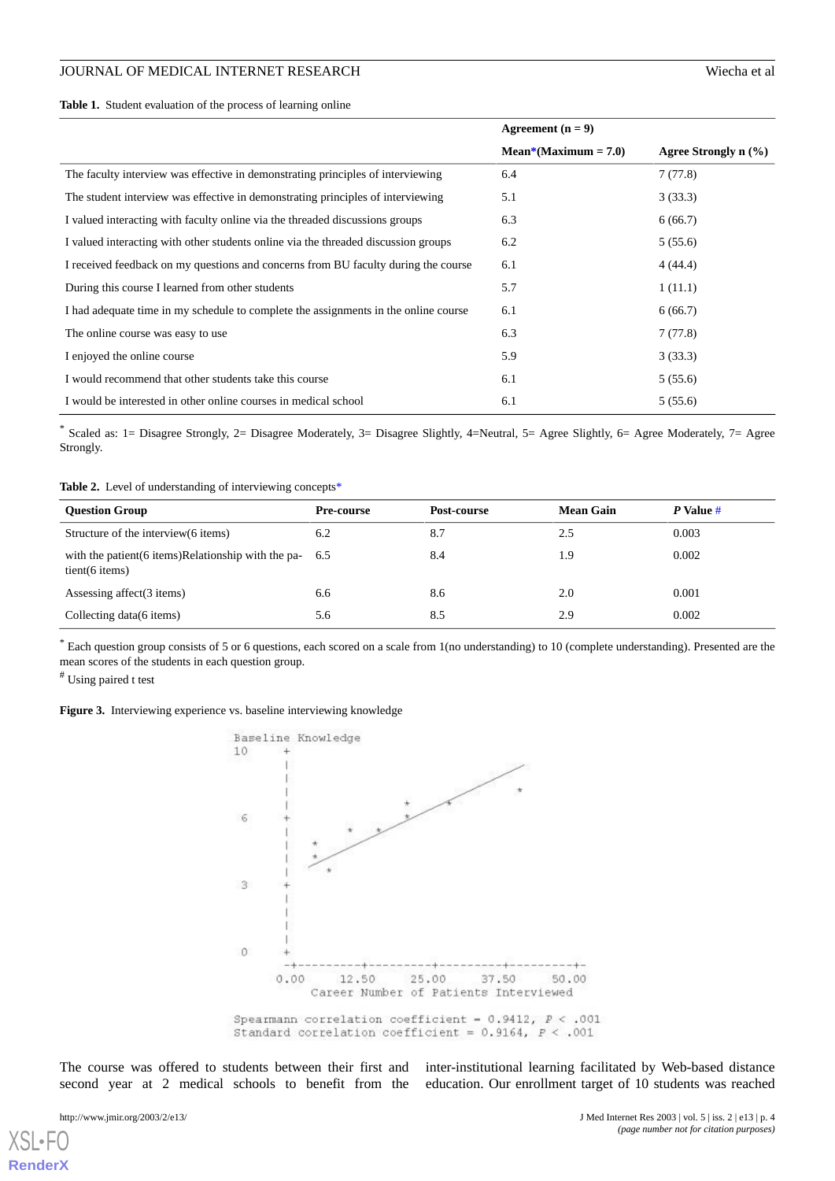**Table 1.** Student evaluation of the process of learning online

| | Agreement (n = 9) | |
|---|---|---|
| | Mean*(Maximum = 7.0) | Agree Strongly n (%) |
| The faculty interview was effective in demonstrating principles of interviewing | 6.4 | 7 (77.8) |
| The student interview was effective in demonstrating principles of interviewing | 5.1 | 3 (33.3) |
| I valued interacting with faculty online via the threaded discussions groups | 6.3 | 6 (66.7) |
| I valued interacting with other students online via the threaded discussion groups | 6.2 | 5 (55.6) |
| I received feedback on my questions and concerns from BU faculty during the course | 6.1 | 4 (44.4) |
| During this course I learned from other students | 5.7 | 1 (11.1) |
| I had adequate time in my schedule to complete the assignments in the online course | 6.1 | 6 (66.7) |
| The online course was easy to use | 6.3 | 7 (77.8) |
| I enjoyed the online course | 5.9 | 3 (33.3) |
| I would recommend that other students take this course | 6.1 | 5 (55.6) |
| I would be interested in other online courses in medical school | 6.1 | 5 (55.6) |

* Scaled as: 1= Disagree Strongly, 2= Disagree Moderately, 3= Disagree Slightly, 4=Neutral, 5= Agree Slightly, 6= Agree Moderately, 7= Agree Strongly.

**Table 2.** Level of understanding of interviewing concepts*

| Question Group | Pre-course | Post-course | Mean Gain | *P* Value # |
|---|---|---|---|---|
| Structure of the interview(6 items) | 6.2 | 8.7 | 2.5 | 0.003 |
| with the patient(6 items)Relationship with the patient(6 items) | 6.5 | 8.4 | 1.9 | 0.002 |
| Assessing affect(3 items) | 6.6 | 8.6 | 2.0 | 0.001 |
| Collecting data(6 items) | 5.6 | 8.5 | 2.9 | 0.002 |

* Each question group consists of 5 or 6 questions, each scored on a scale from 1(no understanding) to 10 (complete understanding). Presented are the mean scores of the students in each question group.

# Using paired t test

**Figure 3.** Interviewing experience vs. baseline interviewing knowledge

Spearmann correlation coefficient = 0.9412, $P < .001$
Standard correlation coefficient = 0.9164, $P < .001$

The course was offered to students between their first and second year at 2 medical schools to benefit from the inter-institutional learning facilitated by Web-based distance education. Our enrollment target of 10 students was reached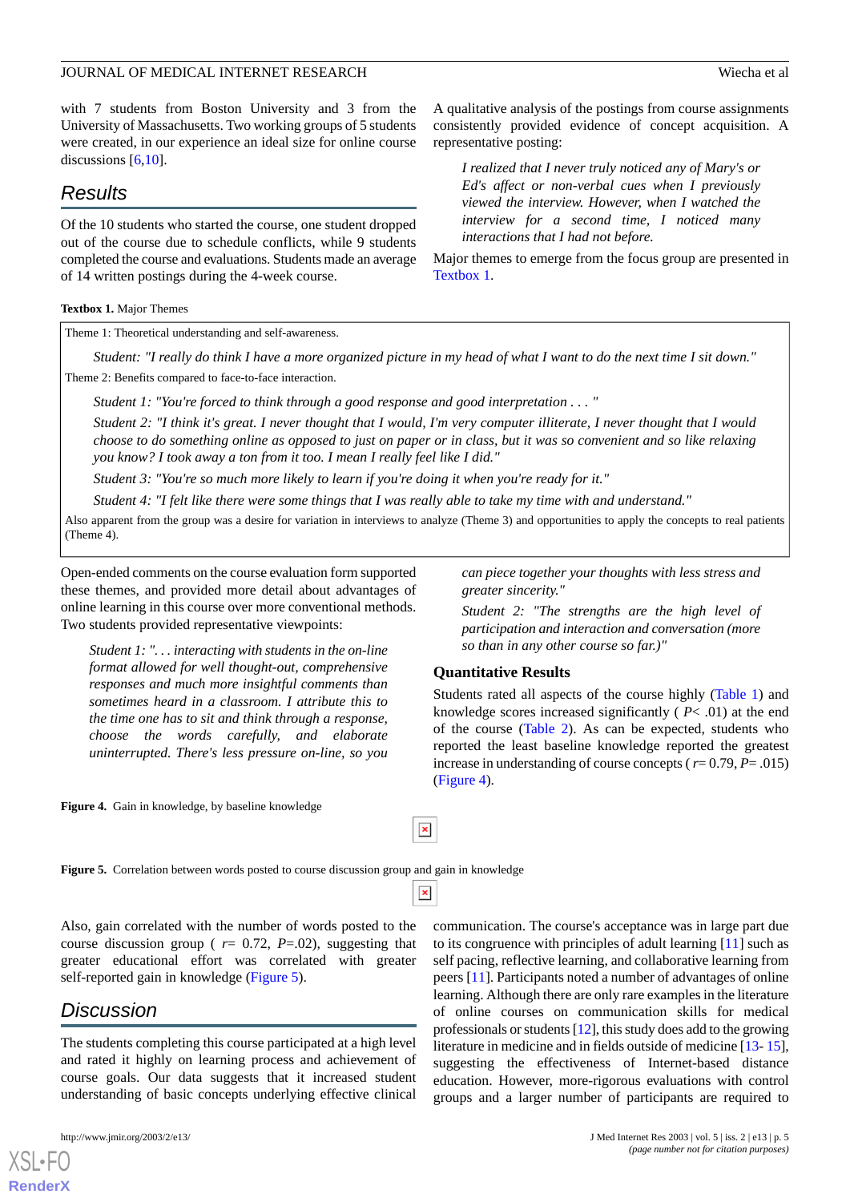with 7 students from Boston University and 3 from the University of Massachusetts. Two working groups of 5 students were created, in our experience an ideal size for online course discussions [6,10].

## Results

Of the 10 students who started the course, one student dropped out of the course due to schedule conflicts, while 9 students completed the course and evaluations. Students made an average of 14 written postings during the 4-week course.

A qualitative analysis of the postings from course assignments consistently provided evidence of concept acquisition. A representative posting:

> *I realized that I never truly noticed any of Mary's or Ed's affect or non-verbal cues when I previously viewed the interview. However, when I watched the interview for a second time, I noticed many interactions that I had not before.*

Major themes to emerge from the focus group are presented in Textbox 1.

**Textbox 1.** Major Themes

Theme 1: Theoretical understanding and self-awareness.

> *Student: "I really do think I have a more organized picture in my head of what I want to do the next time I sit down."*

Theme 2: Benefits compared to face-to-face interaction.

> *Student 1: "You're forced to think through a good response and good interpretation . . . "*
>
> *Student 2: "I think it's great. I never thought that I would, I'm very computer illiterate, I never thought that I would choose to do something online as opposed to just on paper or in class, but it was so convenient and so like relaxing you know? I took away a ton from it too. I mean I really feel like I did."*
>
> *Student 3: "You're so much more likely to learn if you're doing it when you're ready for it."*
>
> *Student 4: "I felt like there were some things that I was really able to take my time with and understand."*

Also apparent from the group was a desire for variation in interviews to analyze (Theme 3) and opportunities to apply the concepts to real patients (Theme 4).

Open-ended comments on the course evaluation form supported these themes, and provided more detail about advantages of online learning in this course over more conventional methods. Two students provided representative viewpoints:

> *Student 1: ". . . interacting with students in the on-line format allowed for well thought-out, comprehensive responses and much more insightful comments than sometimes heard in a classroom. I attribute this to the time one has to sit and think through a response, choose the words carefully, and elaborate uninterrupted. There's less pressure on-line, so you can piece together your thoughts with less stress and greater sincerity."*
>
> *Student 2: "The strengths are the high level of participation and interaction and conversation (more so than in any other course so far.)"*

### Quantitative Results

Students rated all aspects of the course highly (Table 1) and knowledge scores increased significantly ( $P < .01$) at the end of the course (Table 2). As can be expected, students who reported the least baseline knowledge reported the greatest increase in understanding of course concepts ( $r = 0.79$, $P = .015$) (Figure 4).

**Figure 4.** Gain in knowledge, by baseline knowledge

**Figure 5.** Correlation between words posted to course discussion group and gain in knowledge

Also, gain correlated with the number of words posted to the course discussion group ( $r = 0.72$, $P = .02$), suggesting that greater educational effort was correlated with greater self-reported gain in knowledge (Figure 5).

## Discussion

The students completing this course participated at a high level and rated it highly on learning process and achievement of course goals. Our data suggests that it increased student understanding of basic concepts underlying effective clinical communication. The course's acceptance was in large part due to its congruence with principles of adult learning [11] such as self pacing, reflective learning, and collaborative learning from peers [11]. Participants noted a number of advantages of online learning. Although there are only rare examples in the literature of online courses on communication skills for medical professionals or students [12], this study does add to the growing literature in medicine and in fields outside of medicine [13- 15], suggesting the effectiveness of Internet-based distance education. However, more-rigorous evaluations with control groups and a larger number of participants are required to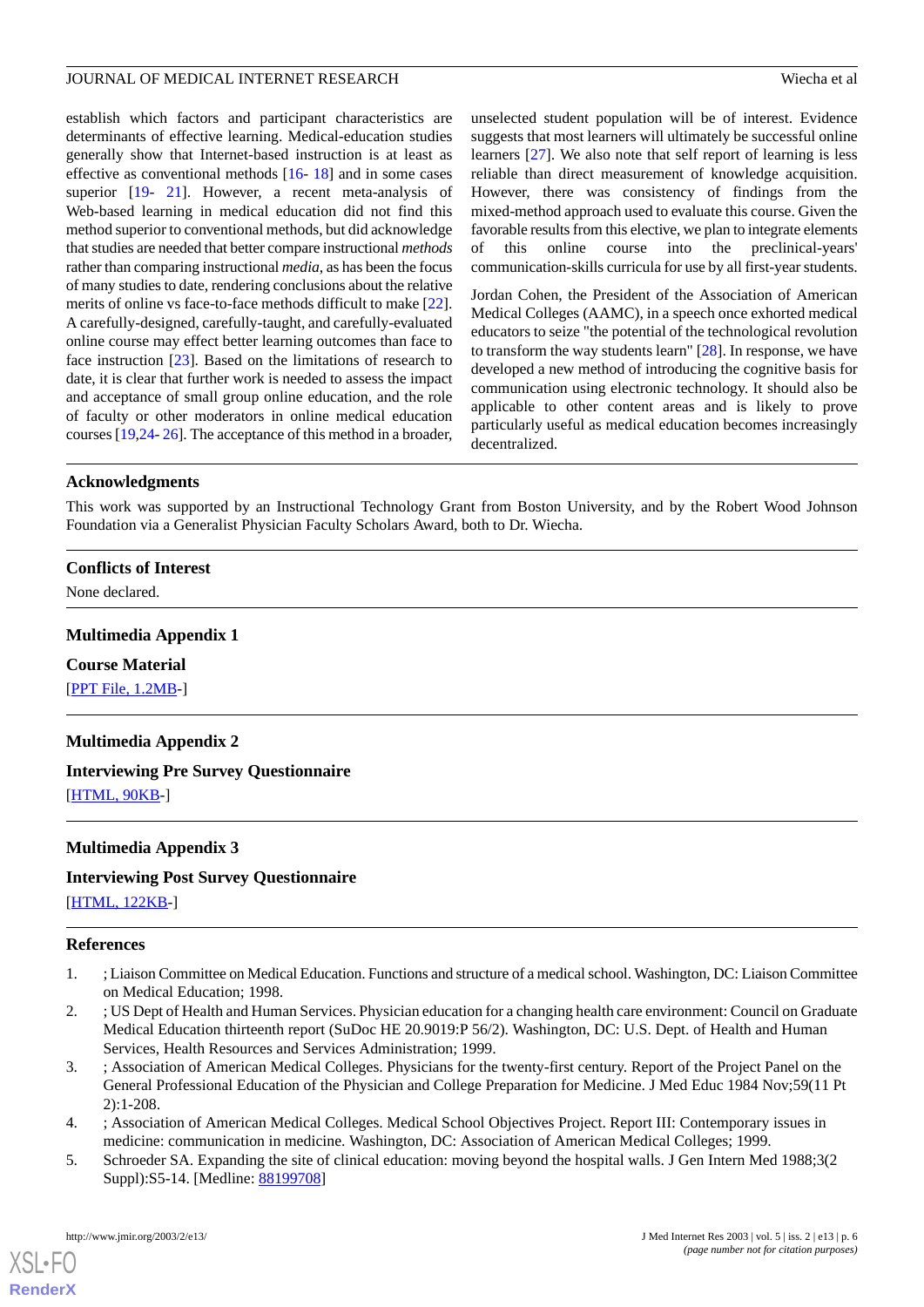establish which factors and participant characteristics are determinants of effective learning. Medical-education studies generally show that Internet-based instruction is at least as effective as conventional methods [16- 18] and in some cases superior [19- 21]. However, a recent meta-analysis of Web-based learning in medical education did not find this method superior to conventional methods, but did acknowledge that studies are needed that better compare instructional *methods* rather than comparing instructional *media*, as has been the focus of many studies to date, rendering conclusions about the relative merits of online vs face-to-face methods difficult to make [22]. A carefully-designed, carefully-taught, and carefully-evaluated online course may effect better learning outcomes than face to face instruction [23]. Based on the limitations of research to date, it is clear that further work is needed to assess the impact and acceptance of small group online education, and the role of faculty or other moderators in online medical education courses [19,24- 26]. The acceptance of this method in a broader, unselected student population will be of interest. Evidence suggests that most learners will ultimately be successful online learners [27]. We also note that self report of learning is less reliable than direct measurement of knowledge acquisition. However, there was consistency of findings from the mixed-method approach used to evaluate this course. Given the favorable results from this elective, we plan to integrate elements of this online course into the preclinical-years' communication-skills curricula for use by all first-year students.

Jordan Cohen, the President of the Association of American Medical Colleges (AAMC), in a speech once exhorted medical educators to seize "the potential of the technological revolution to transform the way students learn" [28]. In response, we have developed a new method of introducing the cognitive basis for communication using electronic technology. It should also be applicable to other content areas and is likely to prove particularly useful as medical education becomes increasingly decentralized.

## Acknowledgments

This work was supported by an Instructional Technology Grant from Boston University, and by the Robert Wood Johnson Foundation via a Generalist Physician Faculty Scholars Award, both to Dr. Wiecha.

## Conflicts of Interest

None declared.

## Multimedia Appendix 1

### Course Material

[PPT File, 1.2MB-]

## Multimedia Appendix 2

### Interviewing Pre Survey Questionnaire

[HTML, 90KB-]

## Multimedia Appendix 3

### Interviewing Post Survey Questionnaire

[HTML, 122KB-]

## References

1. ; Liaison Committee on Medical Education. Functions and structure of a medical school. Washington, DC: Liaison Committee on Medical Education; 1998.
2. ; US Dept of Health and Human Services. Physician education for a changing health care environment: Council on Graduate Medical Education thirteenth report (SuDoc HE 20.9019:P 56/2). Washington, DC: U.S. Dept. of Health and Human Services, Health Resources and Services Administration; 1999.
3. ; Association of American Medical Colleges. Physicians for the twenty-first century. Report of the Project Panel on the General Professional Education of the Physician and College Preparation for Medicine. J Med Educ 1984 Nov;59(11 Pt 2):1-208.
4. ; Association of American Medical Colleges. Medical School Objectives Project. Report III: Contemporary issues in medicine: communication in medicine. Washington, DC: Association of American Medical Colleges; 1999.
5. Schroeder SA. Expanding the site of clinical education: moving beyond the hospital walls. J Gen Intern Med 1988;3(2 Suppl):S5-14. [Medline: 88199708]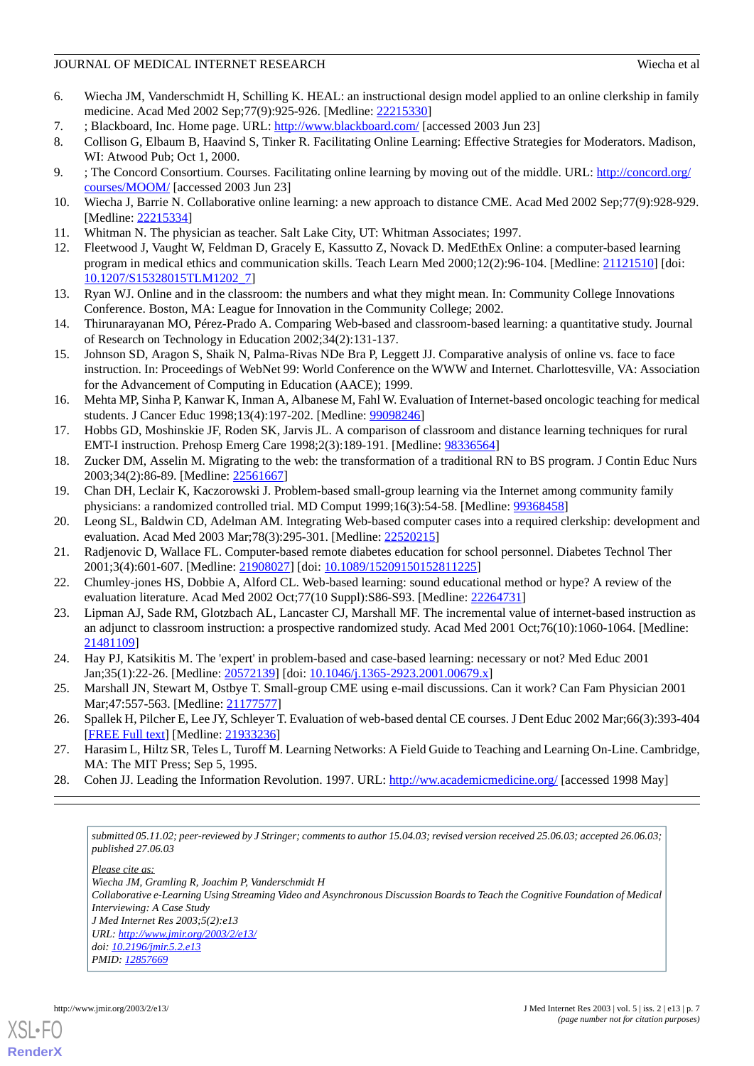6. Wiecha JM, Vanderschmidt H, Schilling K. HEAL: an instructional design model applied to an online clerkship in family medicine. Acad Med 2002 Sep;77(9):925-926. [Medline: 22215330]
7. ; Blackboard, Inc. Home page. URL: http://www.blackboard.com/ [accessed 2003 Jun 23]
8. Collison G, Elbaum B, Haavind S, Tinker R. Facilitating Online Learning: Effective Strategies for Moderators. Madison, WI: Atwood Pub; Oct 1, 2000.
9. ; The Concord Consortium. Courses. Facilitating online learning by moving out of the middle. URL: http://concord.org/courses/MOOM/ [accessed 2003 Jun 23]
10. Wiecha J, Barrie N. Collaborative online learning: a new approach to distance CME. Acad Med 2002 Sep;77(9):928-929. [Medline: 22215334]
11. Whitman N. The physician as teacher. Salt Lake City, UT: Whitman Associates; 1997.
12. Fleetwood J, Vaught W, Feldman D, Gracely E, Kassutto Z, Novack D. MedEthEx Online: a computer-based learning program in medical ethics and communication skills. Teach Learn Med 2000;12(2):96-104. [Medline: 21121510] [doi: 10.1207/S15328015TLM1202_7]
13. Ryan WJ. Online and in the classroom: the numbers and what they might mean. In: Community College Innovations Conference. Boston, MA: League for Innovation in the Community College; 2002.
14. Thirunarayanan MO, Pérez-Prado A. Comparing Web-based and classroom-based learning: a quantitative study. Journal of Research on Technology in Education 2002;34(2):131-137.
15. Johnson SD, Aragon S, Shaik N, Palma-Rivas NDe Bra P, Leggett JJ. Comparative analysis of online vs. face to face instruction. In: Proceedings of WebNet 99: World Conference on the WWW and Internet. Charlottesville, VA: Association for the Advancement of Computing in Education (AACE); 1999.
16. Mehta MP, Sinha P, Kanwar K, Inman A, Albanese M, Fahl W. Evaluation of Internet-based oncologic teaching for medical students. J Cancer Educ 1998;13(4):197-202. [Medline: 99098246]
17. Hobbs GD, Moshinskie JF, Roden SK, Jarvis JL. A comparison of classroom and distance learning techniques for rural EMT-I instruction. Prehosp Emerg Care 1998;2(3):189-191. [Medline: 98336564]
18. Zucker DM, Asselin M. Migrating to the web: the transformation of a traditional RN to BS program. J Contin Educ Nurs 2003;34(2):86-89. [Medline: 22561667]
19. Chan DH, Leclair K, Kaczorowski J. Problem-based small-group learning via the Internet among community family physicians: a randomized controlled trial. MD Comput 1999;16(3):54-58. [Medline: 99368458]
20. Leong SL, Baldwin CD, Adelman AM. Integrating Web-based computer cases into a required clerkship: development and evaluation. Acad Med 2003 Mar;78(3):295-301. [Medline: 22520215]
21. Radjenovic D, Wallace FL. Computer-based remote diabetes education for school personnel. Diabetes Technol Ther 2001;3(4):601-607. [Medline: 21908027] [doi: 10.1089/15209150152811225]
22. Chumley-jones HS, Dobbie A, Alford CL. Web-based learning: sound educational method or hype? A review of the evaluation literature. Acad Med 2002 Oct;77(10 Suppl):S86-S93. [Medline: 22264731]
23. Lipman AJ, Sade RM, Glotzbach AL, Lancaster CJ, Marshall MF. The incremental value of internet-based instruction as an adjunct to classroom instruction: a prospective randomized study. Acad Med 2001 Oct;76(10):1060-1064. [Medline: 21481109]
24. Hay PJ, Katsikitis M. The 'expert' in problem-based and case-based learning: necessary or not? Med Educ 2001 Jan;35(1):22-26. [Medline: 20572139] [doi: 10.1046/j.1365-2923.2001.00679.x]
25. Marshall JN, Stewart M, Ostbye T. Small-group CME using e-mail discussions. Can it work? Can Fam Physician 2001 Mar;47:557-563. [Medline: 21177577]
26. Spallek H, Pilcher E, Lee JY, Schleyer T. Evaluation of web-based dental CE courses. J Dent Educ 2002 Mar;66(3):393-404 [FREE Full text] [Medline: 21933236]
27. Harasim L, Hiltz SR, Teles L, Turoff M. Learning Networks: A Field Guide to Teaching and Learning On-Line. Cambridge, MA: The MIT Press; Sep 5, 1995.
28. Cohen JJ. Leading the Information Revolution. 1997. URL: http://ww.academicmedicine.org/ [accessed 1998 May]

---

*submitted 05.11.02; peer-reviewed by J Stringer; comments to author 15.04.03; revised version received 25.06.03; accepted 26.06.03; published 27.06.03*

*Please cite as:*
*Wiecha JM, Gramling R, Joachim P, Vanderschmidt H*
*Collaborative e-Learning Using Streaming Video and Asynchronous Discussion Boards to Teach the Cognitive Foundation of Medical Interviewing: A Case Study*
*J Med Internet Res 2003;5(2):e13*
*URL: http://www.jmir.org/2003/2/e13/*
*doi: 10.2196/jmir.5.2.e13*
*PMID: 12857669*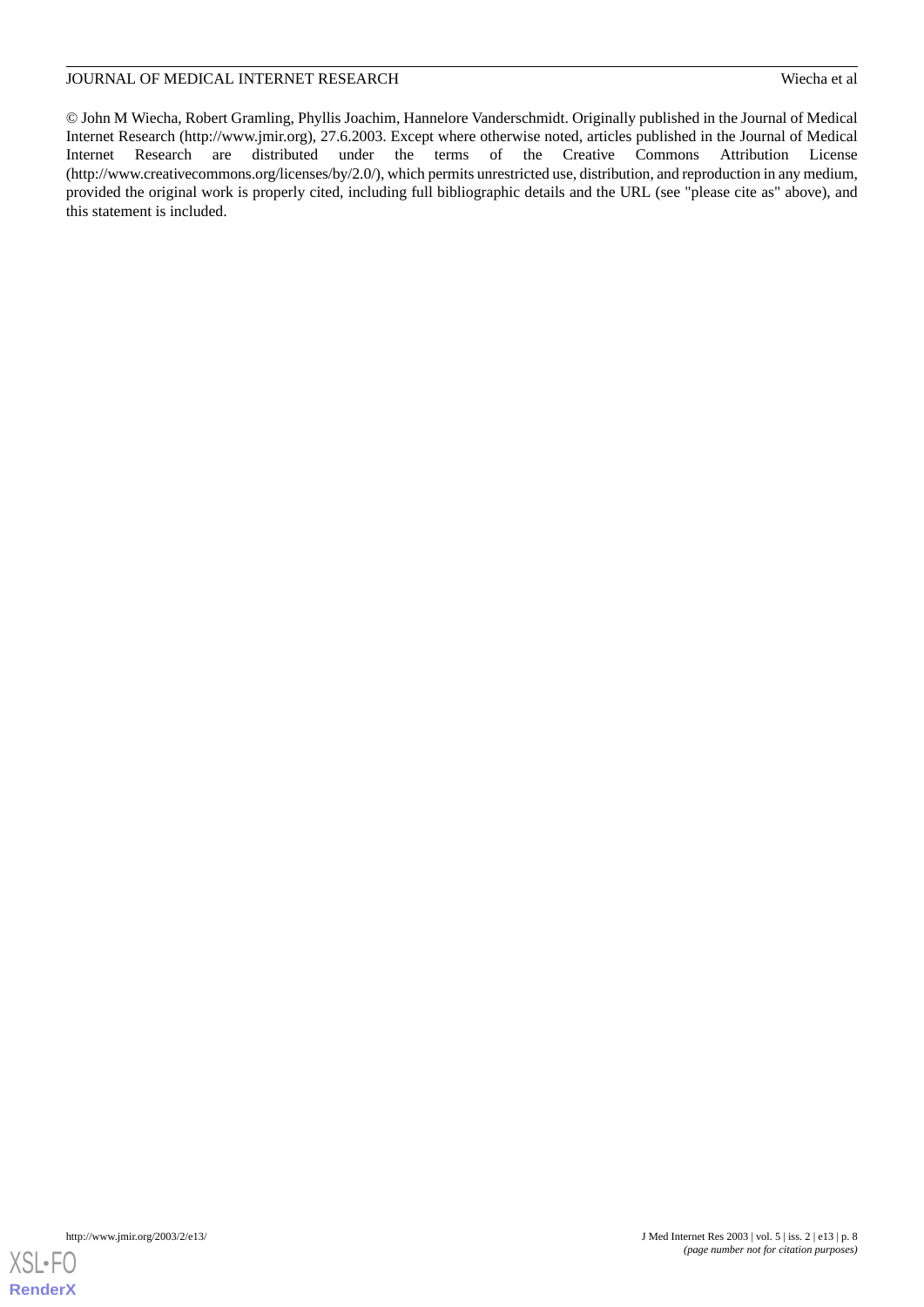© John M Wiecha, Robert Gramling, Phyllis Joachim, Hannelore Vanderschmidt. Originally published in the Journal of Medical Internet Research (http://www.jmir.org), 27.6.2003. Except where otherwise noted, articles published in the Journal of Medical Internet Research are distributed under the terms of the Creative Commons Attribution License (http://www.creativecommons.org/licenses/by/2.0/), which permits unrestricted use, distribution, and reproduction in any medium, provided the original work is properly cited, including full bibliographic details and the URL (see "please cite as" above), and this statement is included.